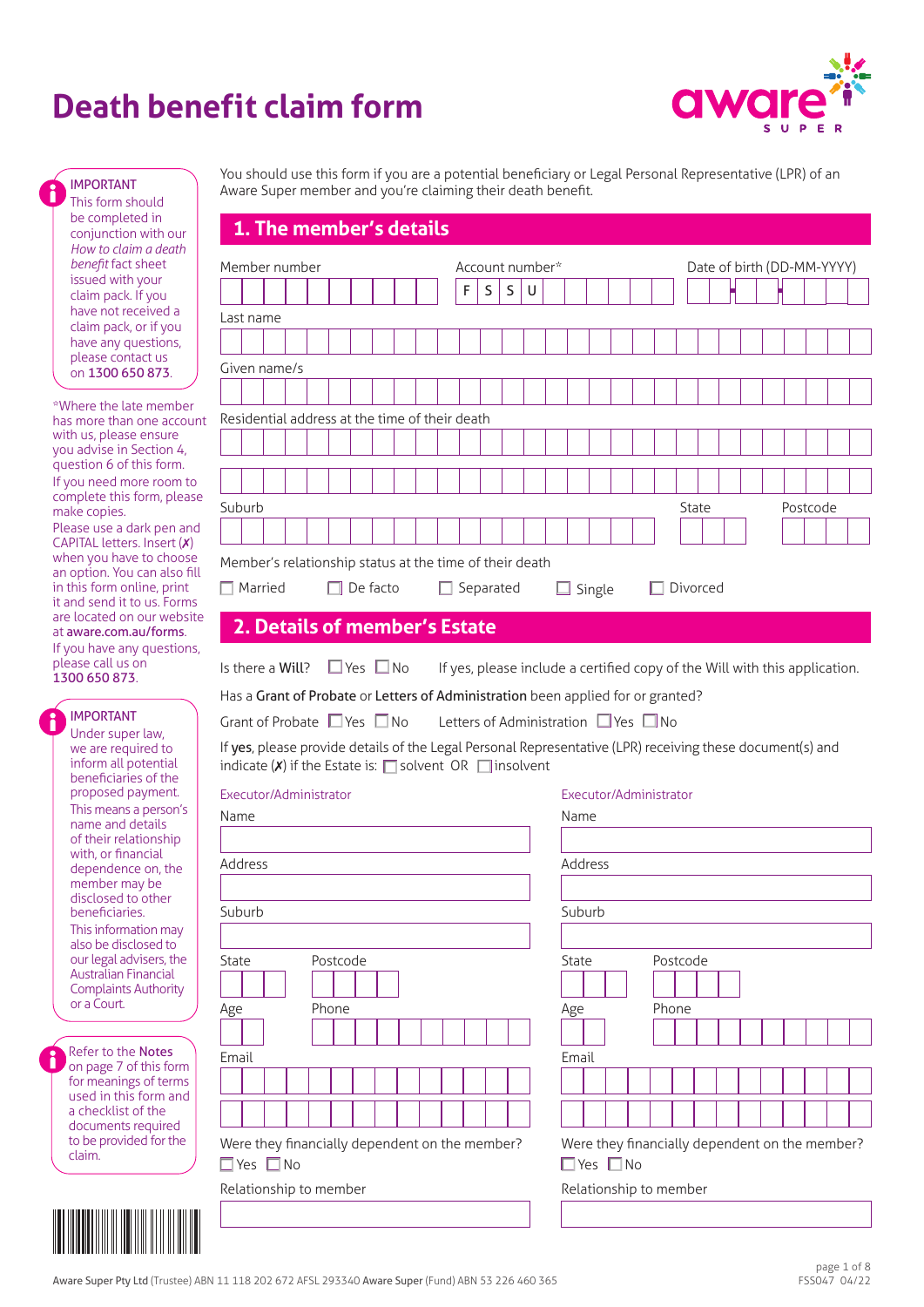# Death benefit claim form

> **IMPORTANT**
> This form should be completed in conjunction with our *How to claim a death benefit* fact sheet issued with your claim pack. If you have not received a claim pack, or if you have any questions, please contact us on **1300 650 873**.

*Where the late member has more than one account with us, please ensure you advise in Section 4, question 6 of this form.

If you need more room to complete this form, please make copies.

Please use a dark pen and CAPITAL letters. Insert (✗) when you have to choose an option. You can also fill in this form online, print it and send it to us. Forms are located on our website at **aware.com.au/forms**.

If you have any questions, please call us on **1300 650 873**.

> **IMPORTANT**
> Under super law, we are required to inform all potential beneficiaries of the proposed payment. This means a person's name and details of their relationship with, or financial dependence on, the member may be disclosed to other beneficiaries.
> This information may also be disclosed to our legal advisers, the Australian Financial Complaints Authority or a Court.

> Refer to the **Notes** on page 7 of this form for meanings of terms used in this form and a checklist of the documents required to be provided for the claim.

You should use this form if you are a potential beneficiary or Legal Personal Representative (LPR) of an Aware Super member and you're claiming their death benefit.

## 1. The member's details

Member number

Account number* F S S U

Date of birth (DD-MM-YYYY)

Last name

Given name/s

Residential address at the time of their death

Suburb

State

Postcode

Member's relationship status at the time of their death

☐ Married ☐ De facto ☐ Separated ☐ Single ☐ Divorced

## 2. Details of member's Estate

Is there a **Will**? ☐ Yes ☐ No If yes, please include a certified copy of the Will with this application.

Has a **Grant of Probate** or **Letters of Administration** been applied for or granted?

Grant of Probate ☐ Yes ☐ No Letters of Administration ☐ Yes ☐ No

If **yes**, please provide details of the Legal Personal Representative (LPR) receiving these document(s) and indicate (✗) if the Estate is: ☐ solvent OR ☐ insolvent

**Executor/Administrator**

Name

Address

Suburb

State

Postcode

Age

Phone

Email

Were they financially dependent on the member?

☐ Yes ☐ No

Relationship to member

**Executor/Administrator**

Name

Address

Suburb

State

Postcode

Age

Phone

Email

Were they financially dependent on the member?

☐ Yes ☐ No

Relationship to member

**Aware Super Pty Ltd** (Trustee) ABN 11 118 202 672 AFSL 293340 **Aware Super** (Fund) ABN 53 226 460 365

FSS047 04/22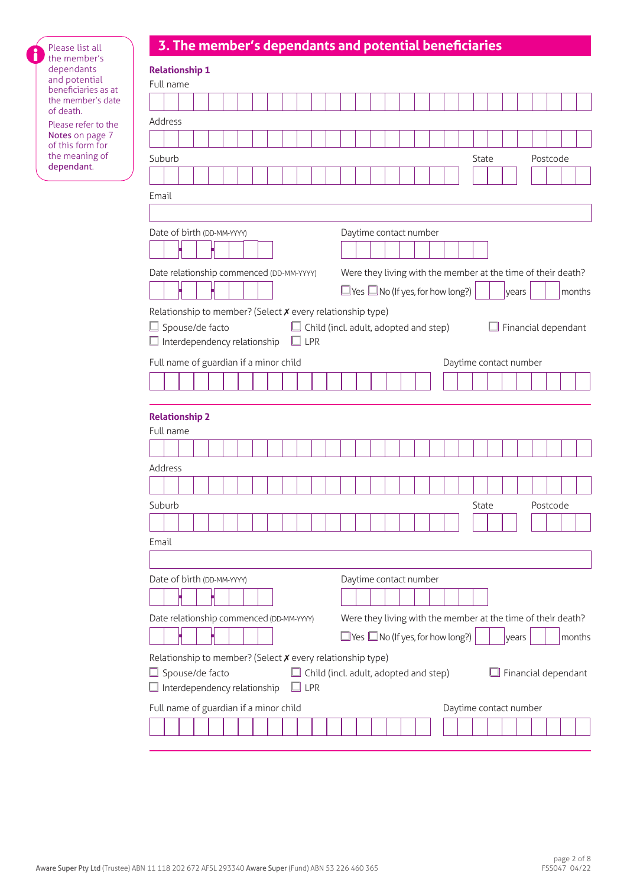Please list all the member's dependants and potential beneficiaries as at the member's date of death.

Please refer to the **Notes** on page 7 of this form for the meaning of **dependant**.

## 3. The member's dependants and potential beneficiaries

### Relationship 1

Full name

Address

Suburb

State

Postcode

Email

Date of birth (DD-MM-YYYY)

Daytime contact number

Date relationship commenced (DD-MM-YYYY)

Were they living with the member at the time of their death?

☐ Yes ☐ No (If yes, for how long?) years months

Relationship to member? (Select ✗ every relationship type)

☐ Spouse/de facto ☐ Child (incl. adult, adopted and step) ☐ Financial dependant

☐ Interdependency relationship ☐ LPR

Full name of guardian if a minor child

Daytime contact number

### Relationship 2

Full name

Address

Suburb

State

Postcode

Email

Date of birth (DD-MM-YYYY)

Daytime contact number

Date relationship commenced (DD-MM-YYYY)

Were they living with the member at the time of their death?

☐ Yes ☐ No (If yes, for how long?) years months

Relationship to member? (Select ✗ every relationship type)

☐ Spouse/de facto ☐ Child (incl. adult, adopted and step) ☐ Financial dependant

☐ Interdependency relationship ☐ LPR

Full name of guardian if a minor child

Daytime contact number

**Aware Super Pty Ltd** (Trustee) ABN 11 118 202 672 AFSL 293340 **Aware Super** (Fund) ABN 53 226 460 365

FSS047 04/22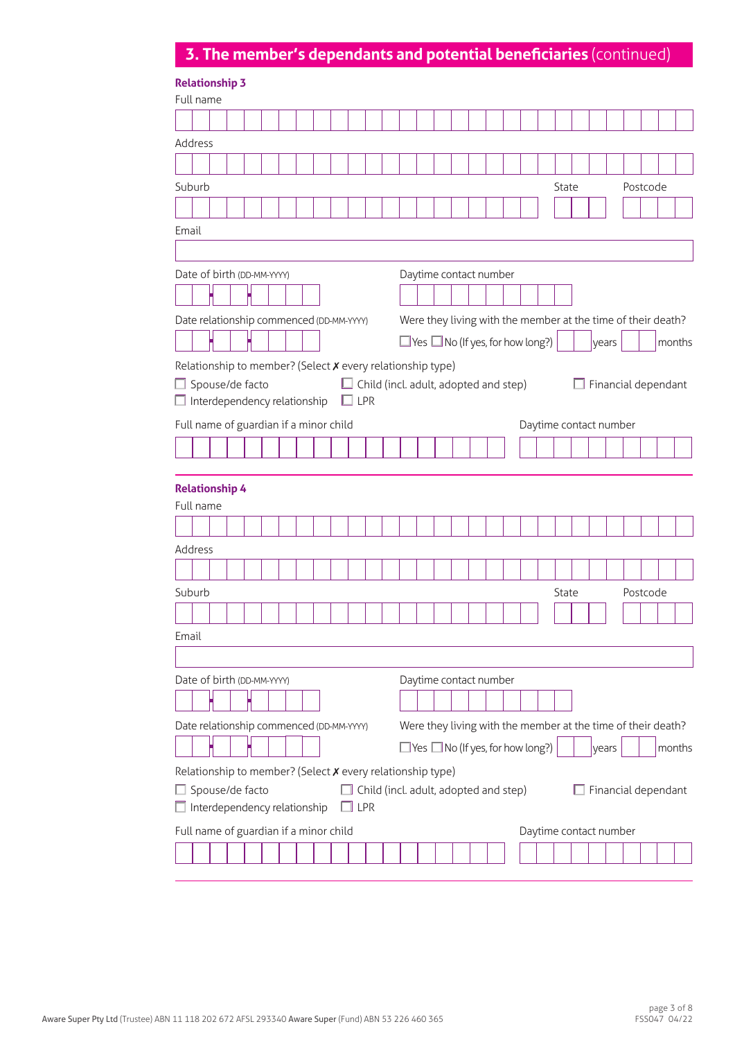## 3. The member's dependants and potential beneficiaries (continued)

### Relationship 3

Full name

Address

Suburb

State

Postcode

Email

Date of birth (DD-MM-YYYY)

Daytime contact number

Date relationship commenced (DD-MM-YYYY)

Were they living with the member at the time of their death?

☐ Yes ☐ No (If yes, for how long?) years months

Relationship to member? (Select ✗ every relationship type)

☐ Spouse/de facto ☐ Child (incl. adult, adopted and step) ☐ Financial dependant

☐ Interdependency relationship ☐ LPR

Full name of guardian if a minor child

Daytime contact number

### Relationship 4

Full name

Address

Suburb

State

Postcode

Email

Date of birth (DD-MM-YYYY)

Daytime contact number

Date relationship commenced (DD-MM-YYYY)

Were they living with the member at the time of their death?

☐ Yes ☐ No (If yes, for how long?) years months

Relationship to member? (Select ✗ every relationship type)

☐ Spouse/de facto ☐ Child (incl. adult, adopted and step) ☐ Financial dependant

☐ Interdependency relationship ☐ LPR

Full name of guardian if a minor child

Daytime contact number

**Aware Super Pty Ltd** (Trustee) ABN 11 118 202 672 AFSL 293340 **Aware Super** (Fund) ABN 53 226 460 365

FSS047 04/22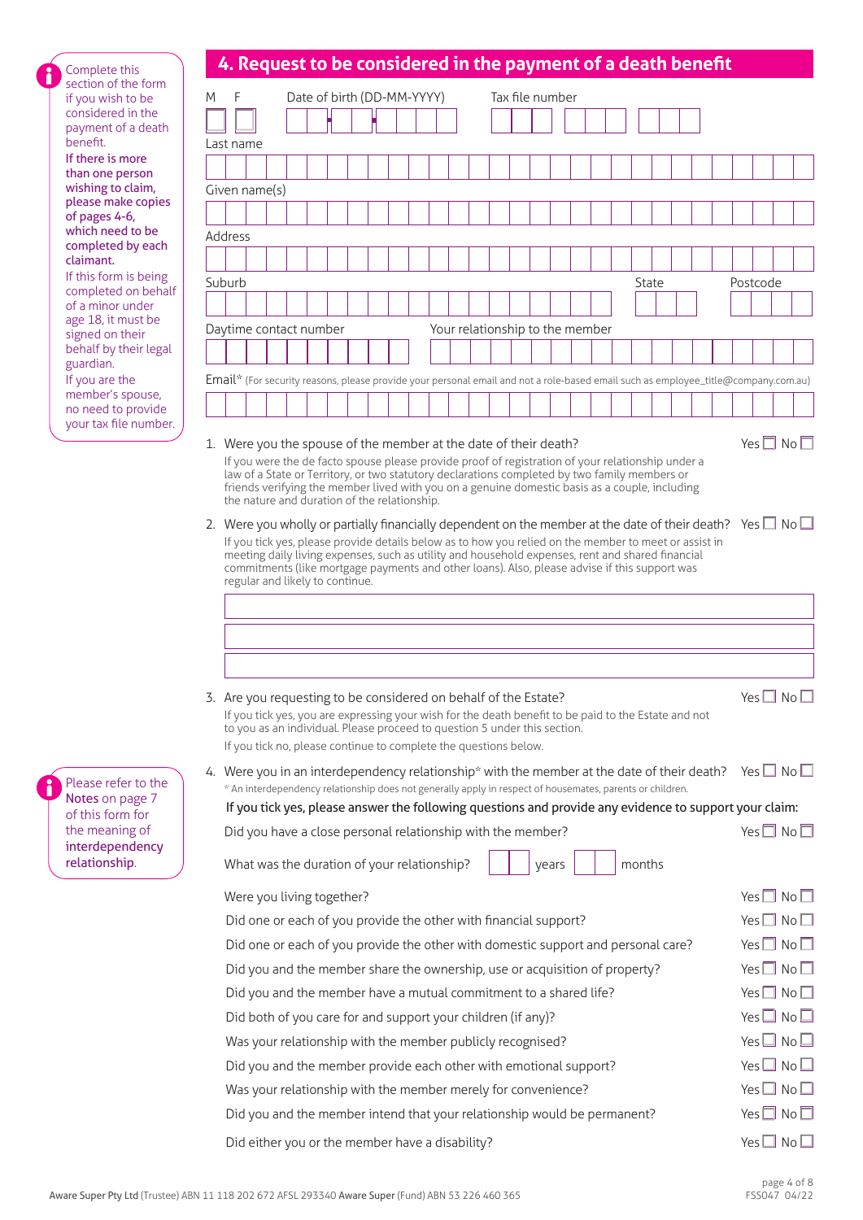## 4. Request to be considered in the payment of a death benefit

Complete this section of the form if you wish to be considered in the payment of a death benefit.

**If there is more than one person wishing to claim, please make copies of pages 4-6, which need to be completed by each claimant.**

If this form is being completed on behalf of a minor under age 18, it must be signed on their behalf by their legal guardian.

If you are the member's spouse, no need to provide your tax file number.

M ☐ F ☐ Date of birth (DD-MM-YYYY) Tax file number

Last name

Given name(s)

Address

Suburb State Postcode

Daytime contact number Your relationship to the member

Email* (For security reasons, please provide your personal email and not a role-based email such as employee_title@company.com.au)

1. Were you the spouse of the member at the date of their death? Yes ☐ No ☐

   If you were the de facto spouse please provide proof of registration of your relationship under a law of a State or Territory, or two statutory declarations completed by two family members or friends verifying the member lived with you on a genuine domestic basis as a couple, including the nature and duration of the relationship.

2. Were you wholly or partially financially dependent on the member at the date of their death? Yes ☐ No ☐

   If you tick yes, please provide details below as to how you relied on the member to meet or assist in meeting daily living expenses, such as utility and household expenses, rent and shared financial commitments (like mortgage payments and other loans). Also, please advise if this support was regular and likely to continue.

3. Are you requesting to be considered on behalf of the Estate? Yes ☐ No ☐

   If you tick yes, you are expressing your wish for the death benefit to be paid to the Estate and not to you as an individual. Please proceed to question 5 under this section.

   If you tick no, please continue to complete the questions below.

4. Were you in an interdependency relationship* with the member at the date of their death? Yes ☐ No ☐

   * An interdependency relationship does not generally apply in respect of housemates, parents or children.

   Please refer to the **Notes** on page 7 of this form for the meaning of **interdependency relationship**.

   **If you tick yes, please answer the following questions and provide any evidence to support your claim:**

   Did you have a close personal relationship with the member? Yes ☐ No ☐

   What was the duration of your relationship? ____ years ____ months

   Were you living together? Yes ☐ No ☐

   Did one or each of you provide the other with financial support? Yes ☐ No ☐

   Did one or each of you provide the other with domestic support and personal care? Yes ☐ No ☐

   Did you and the member share the ownership, use or acquisition of property? Yes ☐ No ☐

   Did you and the member have a mutual commitment to a shared life? Yes ☐ No ☐

   Did both of you care for and support your children (if any)? Yes ☐ No ☐

   Was your relationship with the member publicly recognised? Yes ☐ No ☐

   Did you and the member provide each other with emotional support? Yes ☐ No ☐

   Was your relationship with the member merely for convenience? Yes ☐ No ☐

   Did you and the member intend that your relationship would be permanent? Yes ☐ No ☐

   Did either you or the member have a disability? Yes ☐ No ☐

Aware Super Pty Ltd (Trustee) ABN 11 118 202 672 AFSL 293340 Aware Super (Fund) ABN 53 226 460 365

FSS047 04/22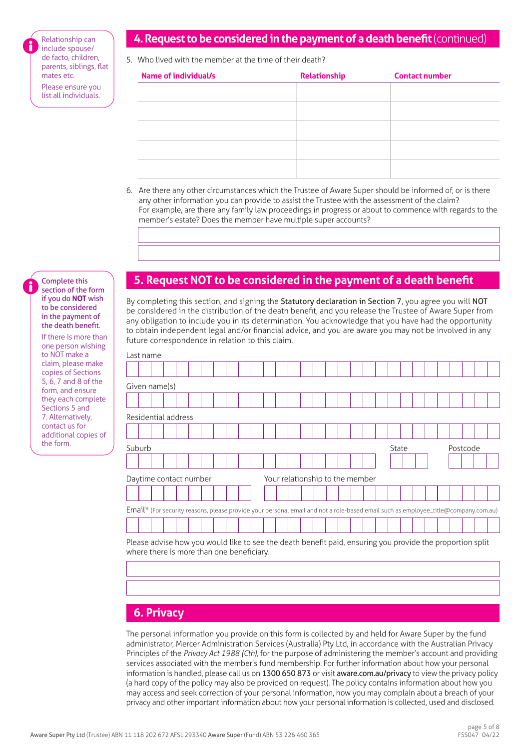Relationship can include spouse/ de facto, children, parents, siblings, flat mates etc.

Please ensure you list all individuals.

## 4. Request to be considered in the payment of a death benefit (continued)

5. Who lived with the member at the time of their death?

| Name of individual/s | Relationship | Contact number |
|---|---|---|
| | | |
| | | |
| | | |
| | | |
| | | |

6. Are there any other circumstances which the Trustee of Aware Super should be informed of, or is there any other information you can provide to assist the Trustee with the assessment of the claim? For example, are there any family law proceedings in progress or about to commence with regards to the member's estate? Does the member have multiple super accounts?

**Complete this section of the form if you do NOT wish to be considered in the payment of the death benefit.**

If there is more than one person wishing to NOT make a claim, please make copies of Sections 5, 6, 7 and 8 of the form, and ensure they each complete Sections 5 and 7. Alternatively, contact us for additional copies of the form.

## 5. Request NOT to be considered in the payment of a death benefit

By completing this section, and signing the **Statutory declaration in Section 7**, you agree you will **NOT** be considered in the distribution of the death benefit, and you release the Trustee of Aware Super from any obligation to include you in its determination. You acknowledge that you have had the opportunity to obtain independent legal and/or financial advice, and you are aware you may not be involved in any future correspondence in relation to this claim.

Last name

Given name(s)

Residential address

Suburb

State

Postcode

Daytime contact number

Your relationship to the member

Email* (For security reasons, please provide your personal email and not a role-based email such as employee_title@company.com.au)

Please advise how you would like to see the death benefit paid, ensuring you provide the proportion split where there is more than one beneficiary.

## 6. Privacy

The personal information you provide on this form is collected by and held for Aware Super by the fund administrator, Mercer Administration Services (Australia) Pty Ltd, in accordance with the Australian Privacy Principles of the *Privacy Act 1988 (Cth)*, for the purpose of administering the member's account and providing services associated with the member's fund membership. For further information about how your personal information is handled, please call us on **1300 650 873** or visit **aware.com.au/privacy** to view the privacy policy (a hard copy of the policy may also be provided on request). The policy contains information about how you may access and seek correction of your personal information, how you may complain about a breach of your privacy and other important information about how your personal information is collected, used and disclosed.

**Aware Super Pty Ltd** (Trustee) ABN 11 118 202 672 AFSL 293340 **Aware Super** (Fund) ABN 53 226 460 365

FSS047 04/22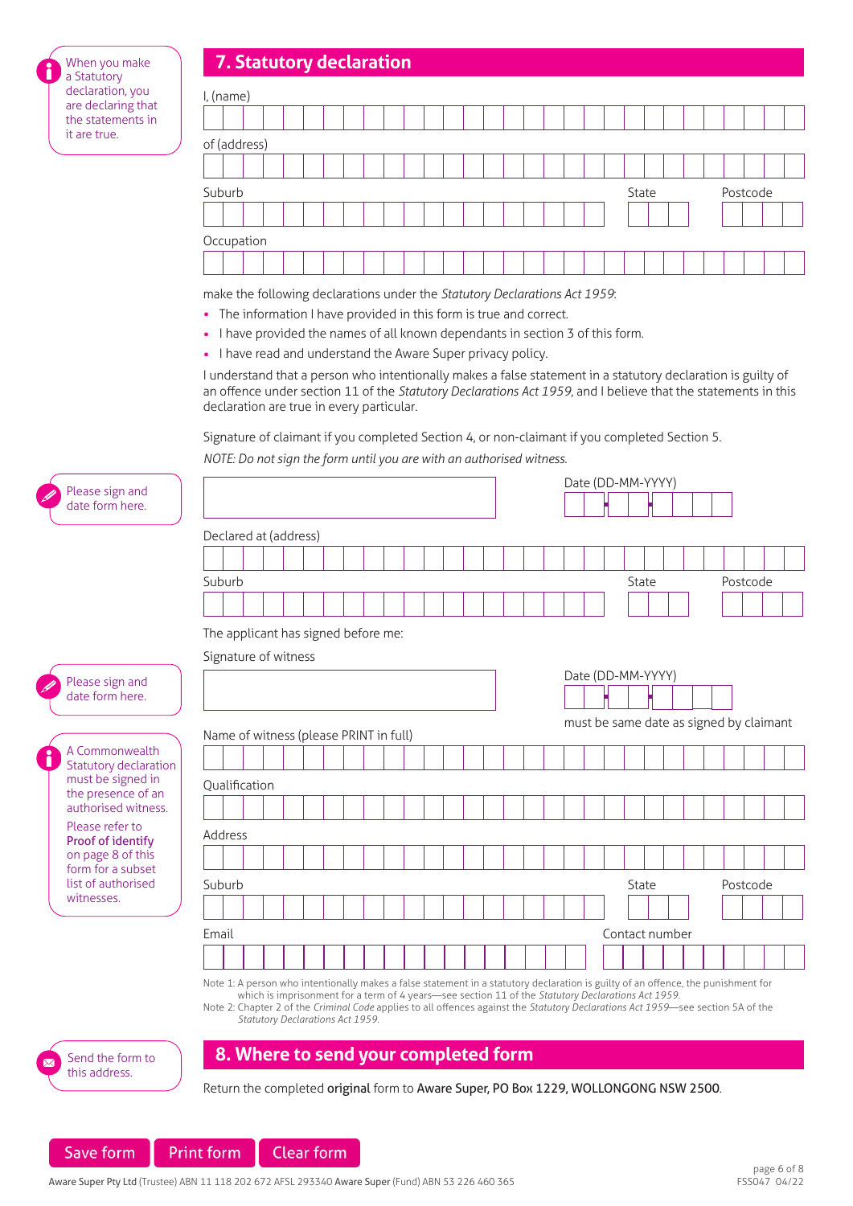## 7. Statutory declaration

When you make a Statutory declaration, you are declaring that the statements in it are true.

I, (name)

of (address)

Suburb | State | Postcode

Occupation

make the following declarations under the *Statutory Declarations Act 1959*:

- The information I have provided in this form is true and correct.
- I have provided the names of all known dependants in section 3 of this form.
- I have read and understand the Aware Super privacy policy.

I understand that a person who intentionally makes a false statement in a statutory declaration is guilty of an offence under section 11 of the *Statutory Declarations Act 1959*, and I believe that the statements in this declaration are true in every particular.

Signature of claimant if you completed Section 4, or non-claimant if you completed Section 5.

*NOTE: Do not sign the form until you are with an authorised witness.*

Please sign and date form here.

Date (DD-MM-YYYY)

Declared at (address)

Suburb | State | Postcode

The applicant has signed before me:

Signature of witness

Please sign and date form here.

Date (DD-MM-YYYY)

must be same date as signed by claimant

Name of witness (please PRINT in full)

A Commonwealth Statutory declaration must be signed in the presence of an authorised witness.

Please refer to **Proof of identify** on page 8 of this form for a subset list of authorised witnesses.

Qualification

Address

Suburb | State | Postcode

Email | Contact number

Note 1: A person who intentionally makes a false statement in a statutory declaration is guilty of an offence, the punishment for which is imprisonment for a term of 4 years—see section 11 of the *Statutory Declarations Act 1959*.

Note 2: Chapter 2 of the *Criminal Code* applies to all offences against the *Statutory Declarations Act 1959*—see section 5A of the *Statutory Declarations Act 1959*.

## 8. Where to send your completed form

Send the form to this address.

Return the completed **original** form to **Aware Super, PO Box 1229, WOLLONGONG NSW 2500**.

Save form | Print form | Clear form

**Aware Super Pty Ltd** (Trustee) ABN 11 118 202 672 AFSL 293340 **Aware Super** (Fund) ABN 53 226 460 365

FSS047 04/22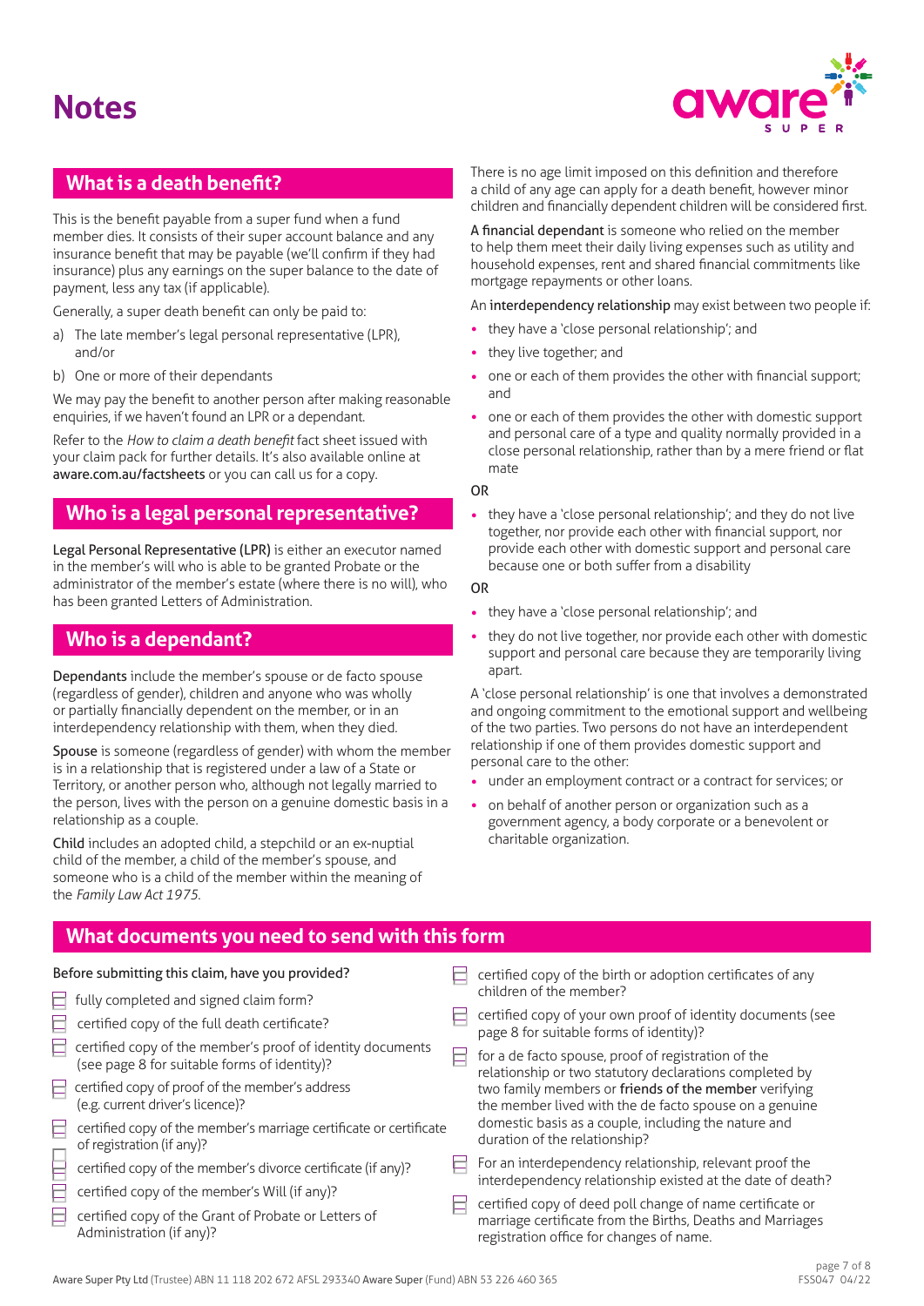# Notes

## What is a death benefit?

This is the benefit payable from a super fund when a fund member dies. It consists of their super account balance and any insurance benefit that may be payable (we'll confirm if they had insurance) plus any earnings on the super balance to the date of payment, less any tax (if applicable).

Generally, a super death benefit can only be paid to:

a) The late member's legal personal representative (LPR), and/or

b) One or more of their dependants

We may pay the benefit to another person after making reasonable enquiries, if we haven't found an LPR or a dependant.

Refer to the *How to claim a death benefit* fact sheet issued with your claim pack for further details. It's also available online at **aware.com.au/factsheets** or you can call us for a copy.

## Who is a legal personal representative?

**Legal Personal Representative (LPR)** is either an executor named in the member's will who is able to be granted Probate or the administrator of the member's estate (where there is no will), who has been granted Letters of Administration.

## Who is a dependant?

**Dependants** include the member's spouse or de facto spouse (regardless of gender), children and anyone who was wholly or partially financially dependent on the member, or in an interdependency relationship with them, when they died.

**Spouse** is someone (regardless of gender) with whom the member is in a relationship that is registered under a law of a State or Territory, or another person who, although not legally married to the person, lives with the person on a genuine domestic basis in a relationship as a couple.

**Child** includes an adopted child, a stepchild or an ex-nuptial child of the member, a child of the member's spouse, and someone who is a child of the member within the meaning of the *Family Law Act 1975*.

There is no age limit imposed on this definition and therefore a child of any age can apply for a death benefit, however minor children and financially dependent children will be considered first.

**A financial dependant** is someone who relied on the member to help them meet their daily living expenses such as utility and household expenses, rent and shared financial commitments like mortgage repayments or other loans.

An **interdependency relationship** may exist between two people if:

- they have a 'close personal relationship'; and
- they live together; and
- one or each of them provides the other with financial support; and
- one or each of them provides the other with domestic support and personal care of a type and quality normally provided in a close personal relationship, rather than by a mere friend or flat mate

OR

- they have a 'close personal relationship'; and they do not live together, nor provide each other with financial support, nor provide each other with domestic support and personal care because one or both suffer from a disability

OR

- they have a 'close personal relationship'; and
- they do not live together, nor provide each other with domestic support and personal care because they are temporarily living apart.

A 'close personal relationship' is one that involves a demonstrated and ongoing commitment to the emotional support and wellbeing of the two parties. Two persons do not have an interdependent relationship if one of them provides domestic support and personal care to the other:

- under an employment contract or a contract for services; or
- on behalf of another person or organization such as a government agency, a body corporate or a benevolent or charitable organization.

## What documents you need to send with this form

**Before submitting this claim, have you provided?**

- ☐ fully completed and signed claim form?
- ☐ certified copy of the full death certificate?
- ☐ certified copy of the member's proof of identity documents (see page 8 for suitable forms of identity)?
- ☐ certified copy of proof of the member's address (e.g. current driver's licence)?
- ☐ certified copy of the member's marriage certificate or certificate of registration (if any)?
- ☐ certified copy of the member's divorce certificate (if any)?
- ☐ certified copy of the member's Will (if any)?
- ☐ certified copy of the Grant of Probate or Letters of Administration (if any)?
- ☐ certified copy of the birth or adoption certificates of any children of the member?
- ☐ certified copy of your own proof of identity documents (see page 8 for suitable forms of identity)?
- ☐ for a de facto spouse, proof of registration of the relationship or two statutory declarations completed by two family members or **friends of the member** verifying the member lived with the de facto spouse on a genuine domestic basis as a couple, including the nature and duration of the relationship?
- ☐ For an interdependency relationship, relevant proof the interdependency relationship existed at the date of death?
- ☐ certified copy of deed poll change of name certificate or marriage certificate from the Births, Deaths and Marriages registration office for changes of name.

**Aware Super Pty Ltd** (Trustee) ABN 11 118 202 672 AFSL 293340 **Aware Super** (Fund) ABN 53 226 460 365

FSS047 04/22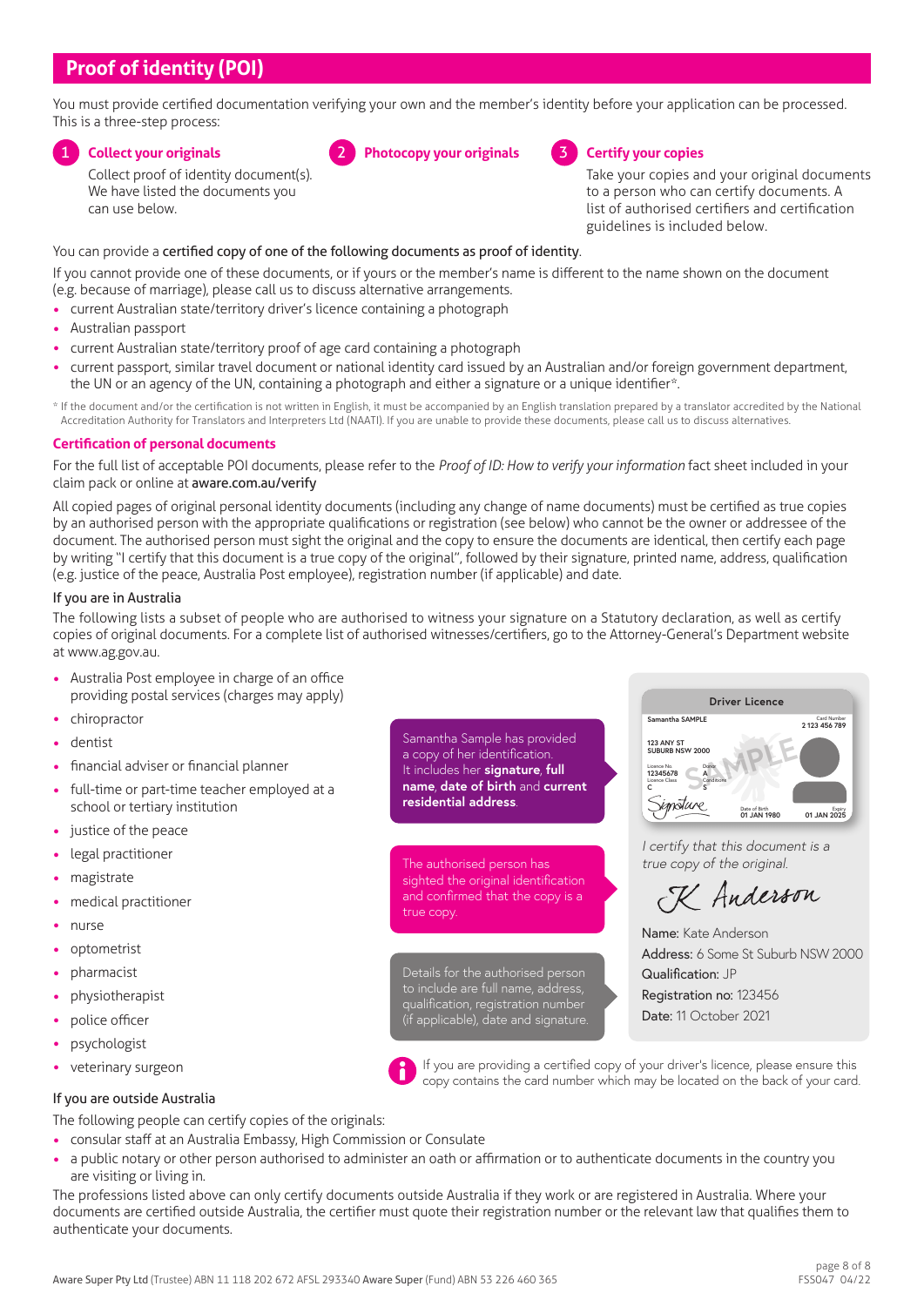# Proof of identity (POI)

You must provide certified documentation verifying your own and the member's identity before your application can be processed. This is a three-step process:

**1 Collect your originals**
Collect proof of identity document(s). We have listed the documents you can use below.

**2 Photocopy your originals**

**3 Certify your copies**
Take your copies and your original documents to a person who can certify documents. A list of authorised certifiers and certification guidelines is included below.

You can provide a **certified copy of one of the following documents as proof of identity**.

If you cannot provide one of these documents, or if yours or the member's name is different to the name shown on the document (e.g. because of marriage), please call us to discuss alternative arrangements.

- current Australian state/territory driver's licence containing a photograph
- Australian passport
- current Australian state/territory proof of age card containing a photograph
- current passport, similar travel document or national identity card issued by an Australian and/or foreign government department, the UN or an agency of the UN, containing a photograph and either a signature or a unique identifier*.

\* If the document and/or the certification is not written in English, it must be accompanied by an English translation prepared by a translator accredited by the National Accreditation Authority for Translators and Interpreters Ltd (NAATI). If you are unable to provide these documents, please call us to discuss alternatives.

## Certification of personal documents

For the full list of acceptable POI documents, please refer to the *Proof of ID: How to verify your information* fact sheet included in your claim pack or online at **aware.com.au/verify**

All copied pages of original personal identity documents (including any change of name documents) must be certified as true copies by an authorised person with the appropriate qualifications or registration (see below) who cannot be the owner or addressee of the document. The authorised person must sight the original and the copy to ensure the documents are identical, then certify each page by writing "I certify that this document is a true copy of the original", followed by their signature, printed name, address, qualification (e.g. justice of the peace, Australia Post employee), registration number (if applicable) and date.

### If you are in Australia

The following lists a subset of people who are authorised to witness your signature on a Statutory declaration, as well as certify copies of original documents. For a complete list of authorised witnesses/certifiers, go to the Attorney-General's Department website at www.ag.gov.au.

- Australia Post employee in charge of an office providing postal services (charges may apply)
- chiropractor
- dentist
- financial adviser or financial planner
- full-time or part-time teacher employed at a school or tertiary institution
- justice of the peace
- legal practitioner
- magistrate
- medical practitioner
- nurse
- optometrist
- pharmacist
- physiotherapist
- police officer
- psychologist
- veterinary surgeon

Samantha Sample has provided a copy of her identification. It includes her **signature**, **full name**, **date of birth** and **current residential address**.

The authorised person has sighted the original identification and confirmed that the copy is a true copy.

Details for the authorised person to include are full name, address, qualification, registration number (if applicable), date and signature.

Driver Licence
Samantha SAMPLE
Card Number 2 123 456 789
123 ANY ST
SUBURB NSW 2000
Licence No. 12345678
Licence Class C
Date of Birth 01 JAN 1980
Expiry 01 JAN 2025
SAMPLE

*I certify that this document is a true copy of the original.*

K Anderson

Name: Kate Anderson
Address: 6 Some St Suburb NSW 2000
Qualification: JP
Registration no: 123456
Date: 11 October 2021

If you are providing a certified copy of your driver's licence, please ensure this copy contains the card number which may be located on the back of your card.

### If you are outside Australia

The following people can certify copies of the originals:

- consular staff at an Australia Embassy, High Commission or Consulate
- a public notary or other person authorised to administer an oath or affirmation or to authenticate documents in the country you are visiting or living in.

The professions listed above can only certify documents outside Australia if they work or are registered in Australia. Where your documents are certified outside Australia, the certifier must quote their registration number or the relevant law that qualifies them to authenticate your documents.

**Aware Super Pty Ltd** (Trustee) ABN 11 118 202 672 AFSL 293340 **Aware Super** (Fund) ABN 53 226 460 365
FSS047 04/22